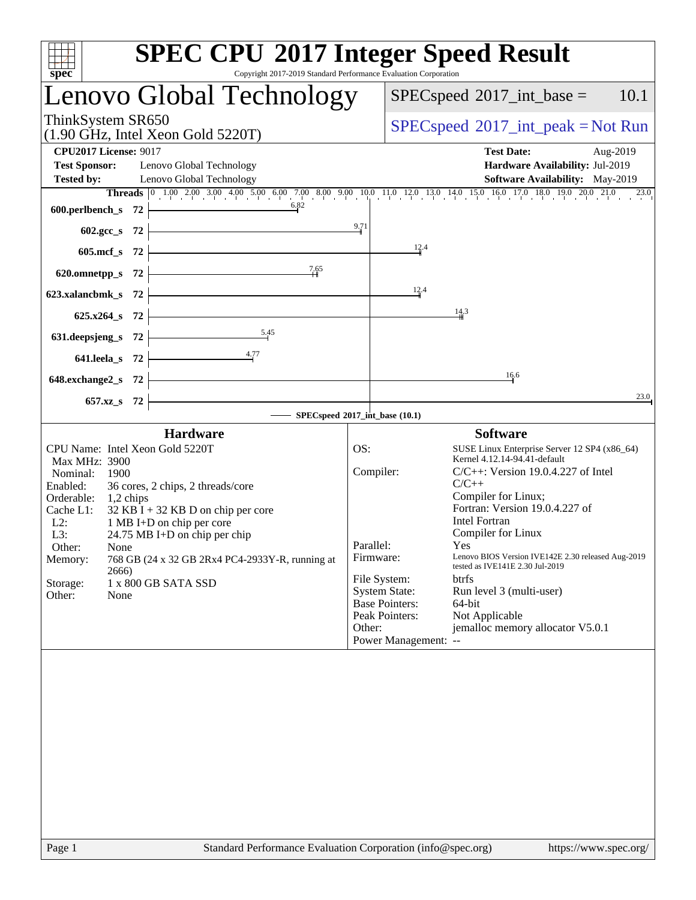# SPEC CPU 2017 Integer Speed Result

Copyright 2017-2019 Standard Performance Evaluation Corporation

## Lenovo Global Technology

ThinkSystem SR650
(1.90 GHz, Intel Xeon Gold 5220T)

SPECspeed 2017_int_base = 10.1

SPECspeed 2017_int_peak = Not Run

**CPU2017 License:** 9017
**Test Sponsor:** Lenovo Global Technology
**Tested by:** Lenovo Global Technology

**Test Date:** Aug-2019
**Hardware Availability:** Jul-2019
**Software Availability:** May-2019

| Benchmark | Threads | Base |
|---|---|---|
| 600.perlbench_s | 72 | 6.82 |
| 602.gcc_s | 72 | 9.71 |
| 605.mcf_s | 72 | 12.4 |
| 620.omnetpp_s | 72 | 7.65 |
| 623.xalancbmk_s | 72 | 12.4 |
| 625.x264_s | 72 | 14.3 |
| 631.deepsjeng_s | 72 | 5.45 |
| 641.leela_s | 72 | 4.77 |
| 648.exchange2_s | 72 | 16.6 |
| 657.xz_s | 72 | 23.0 |

SPECspeed 2017_int_base (10.1)

### Hardware

| | |
|---|---|
| CPU Name: | Intel Xeon Gold 5220T |
| Max MHz: | 3900 |
| Nominal: | 1900 |
| Enabled: | 36 cores, 2 chips, 2 threads/core |
| Orderable: | 1,2 chips |
| Cache L1: | 32 KB I + 32 KB D on chip per core |
| L2: | 1 MB I+D on chip per core |
| L3: | 24.75 MB I+D on chip per chip |
| Other: | None |
| Memory: | 768 GB (24 x 32 GB 2Rx4 PC4-2933Y-R, running at 2666) |
| Storage: | 1 x 800 GB SATA SSD |
| Other: | None |

### Software

| | |
|---|---|
| OS: | SUSE Linux Enterprise Server 12 SP4 (x86_64) Kernel 4.12.14-94.41-default |
| Compiler: | C/C++: Version 19.0.4.227 of Intel C/C++ Compiler for Linux; Fortran: Version 19.0.4.227 of Intel Fortran Compiler for Linux |
| Parallel: | Yes |
| Firmware: | Lenovo BIOS Version IVE142E 2.30 released Aug-2019 tested as IVE141E 2.30 Jul-2019 |
| File System: | btrfs |
| System State: | Run level 3 (multi-user) |
| Base Pointers: | 64-bit |
| Peak Pointers: | Not Applicable |
| Other: | jemalloc memory allocator V5.0.1 |
| Power Management: | -- |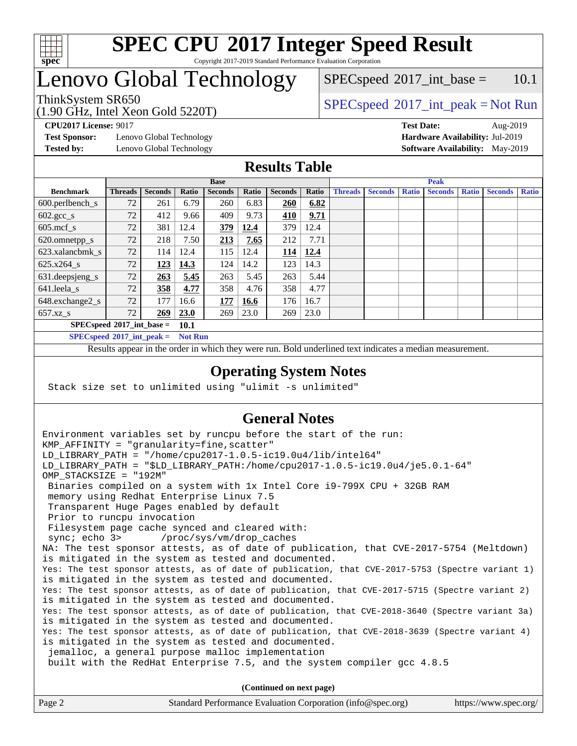# SPEC CPU 2017 Integer Speed Result

Copyright 2017-2019 Standard Performance Evaluation Corporation

# Lenovo Global Technology

ThinkSystem SR650
(1.90 GHz, Intel Xeon Gold 5220T)

SPECspeed 2017_int_base = 10.1

SPECspeed 2017_int_peak = Not Run

**CPU2017 License:** 9017
**Test Sponsor:** Lenovo Global Technology
**Tested by:** Lenovo Global Technology

**Test Date:** Aug-2019
**Hardware Availability:** Jul-2019
**Software Availability:** May-2019

## Results Table

| | Base | | | | | | | Peak | | | | | | |
|---|---|---|---|---|---|---|---|---|---|---|---|---|---|---|
| **Benchmark** | **Threads** | **Seconds** | **Ratio** | **Seconds** | **Ratio** | **Seconds** | **Ratio** | **Threads** | **Seconds** | **Ratio** | **Seconds** | **Ratio** | **Seconds** | **Ratio** |
| 600.perlbench_s | 72 | 261 | 6.79 | 260 | 6.83 | **260** | **6.82** | | | | | | | |
| 602.gcc_s | 72 | 412 | 9.66 | 409 | 9.73 | **410** | **9.71** | | | | | | | |
| 605.mcf_s | 72 | 381 | 12.4 | **379** | **12.4** | 379 | 12.4 | | | | | | | |
| 620.omnetpp_s | 72 | 218 | 7.50 | **213** | **7.65** | 212 | 7.71 | | | | | | | |
| 623.xalancbmk_s | 72 | 114 | 12.4 | 115 | 12.4 | **114** | **12.4** | | | | | | | |
| 625.x264_s | 72 | **123** | **14.3** | 124 | 14.2 | 123 | 14.3 | | | | | | | |
| 631.deepsjeng_s | 72 | **263** | **5.45** | 263 | 5.45 | 263 | 5.44 | | | | | | | |
| 641.leela_s | 72 | **358** | **4.77** | 358 | 4.76 | 358 | 4.77 | | | | | | | |
| 648.exchange2_s | 72 | 177 | 16.6 | **177** | **16.6** | 176 | 16.7 | | | | | | | |
| 657.xz_s | 72 | **269** | **23.0** | 269 | 23.0 | 269 | 23.0 | | | | | | | |

**SPECspeed 2017_int_base =** **10.1**

**SPECspeed 2017_int_peak =** **Not Run**

Results appear in the order in which they were run. Bold underlined text indicates a median measurement.

## Operating System Notes

```
Stack size set to unlimited using "ulimit -s unlimited"
```

## General Notes

```
Environment variables set by runcpu before the start of the run:
KMP_AFFINITY = "granularity=fine,scatter"
LD_LIBRARY_PATH = "/home/cpu2017-1.0.5-ic19.0u4/lib/intel64"
LD_LIBRARY_PATH = "$LD_LIBRARY_PATH:/home/cpu2017-1.0.5-ic19.0u4/je5.0.1-64"
OMP_STACKSIZE = "192M"
 Binaries compiled on a system with 1x Intel Core i9-799X CPU + 32GB RAM
 memory using Redhat Enterprise Linux 7.5
 Transparent Huge Pages enabled by default
 Prior to runcpu invocation
 Filesystem page cache synced and cleared with:
 sync; echo 3>       /proc/sys/vm/drop_caches
NA: The test sponsor attests, as of date of publication, that CVE-2017-5754 (Meltdown)
is mitigated in the system as tested and documented.
Yes: The test sponsor attests, as of date of publication, that CVE-2017-5753 (Spectre variant 1)
is mitigated in the system as tested and documented.
Yes: The test sponsor attests, as of date of publication, that CVE-2017-5715 (Spectre variant 2)
is mitigated in the system as tested and documented.
Yes: The test sponsor attests, as of date of publication, that CVE-2018-3640 (Spectre variant 3a)
is mitigated in the system as tested and documented.
Yes: The test sponsor attests, as of date of publication, that CVE-2018-3639 (Spectre variant 4)
is mitigated in the system as tested and documented.
 jemalloc, a general purpose malloc implementation
 built with the RedHat Enterprise 7.5, and the system compiler gcc 4.8.5
```

**(Continued on next page)**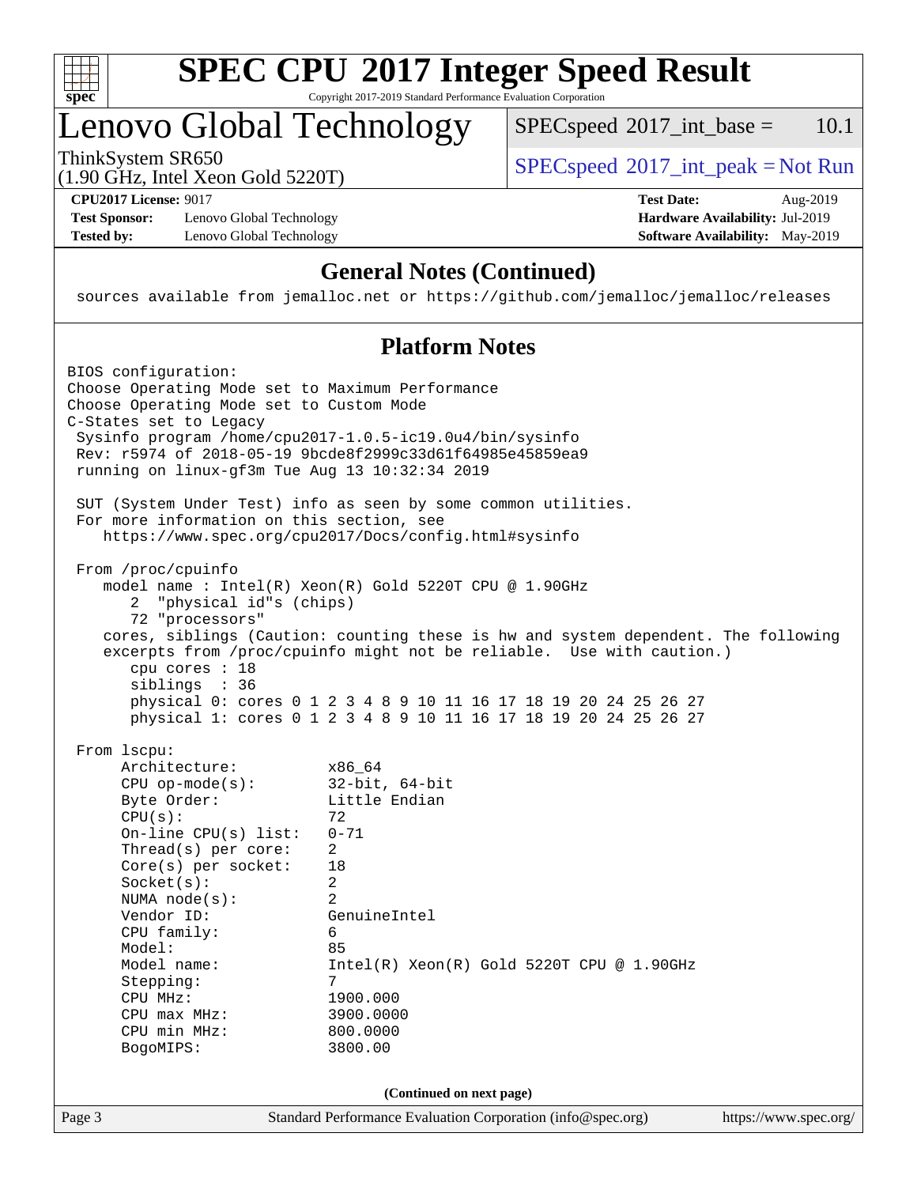# SPEC CPU 2017 Integer Speed Result

Copyright 2017-2019 Standard Performance Evaluation Corporation

# Lenovo Global Technology

ThinkSystem SR650
(1.90 GHz, Intel Xeon Gold 5220T)

SPECspeed 2017_int_base = 10.1

SPECspeed 2017_int_peak = Not Run

**CPU2017 License:** 9017
**Test Sponsor:** Lenovo Global Technology
**Tested by:** Lenovo Global Technology

**Test Date:** Aug-2019
**Hardware Availability:** Jul-2019
**Software Availability:** May-2019

## General Notes (Continued)

```
 sources available from jemalloc.net or https://github.com/jemalloc/jemalloc/releases
```

## Platform Notes

```
BIOS configuration:
Choose Operating Mode set to Maximum Performance
Choose Operating Mode set to Custom Mode
C-States set to Legacy
 Sysinfo program /home/cpu2017-1.0.5-ic19.0u4/bin/sysinfo
 Rev: r5974 of 2018-05-19 9bcde8f2999c33d61f64985e45859ea9
 running on linux-gf3m Tue Aug 13 10:32:34 2019

 SUT (System Under Test) info as seen by some common utilities.
 For more information on this section, see
    https://www.spec.org/cpu2017/Docs/config.html#sysinfo

 From /proc/cpuinfo
    model name : Intel(R) Xeon(R) Gold 5220T CPU @ 1.90GHz
       2  "physical id"s (chips)
       72 "processors"
    cores, siblings (Caution: counting these is hw and system dependent. The following
    excerpts from /proc/cpuinfo might not be reliable.  Use with caution.)
       cpu cores : 18
       siblings  : 36
       physical 0: cores 0 1 2 3 4 8 9 10 11 16 17 18 19 20 24 25 26 27
       physical 1: cores 0 1 2 3 4 8 9 10 11 16 17 18 19 20 24 25 26 27

 From lscpu:
      Architecture:          x86_64
      CPU op-mode(s):        32-bit, 64-bit
      Byte Order:            Little Endian
      CPU(s):                72
      On-line CPU(s) list:   0-71
      Thread(s) per core:    2
      Core(s) per socket:    18
      Socket(s):             2
      NUMA node(s):          2
      Vendor ID:             GenuineIntel
      CPU family:            6
      Model:                 85
      Model name:            Intel(R) Xeon(R) Gold 5220T CPU @ 1.90GHz
      Stepping:              7
      CPU MHz:               1900.000
      CPU max MHz:           3900.0000
      CPU min MHz:           800.0000
      BogoMIPS:              3800.00
```

(Continued on next page)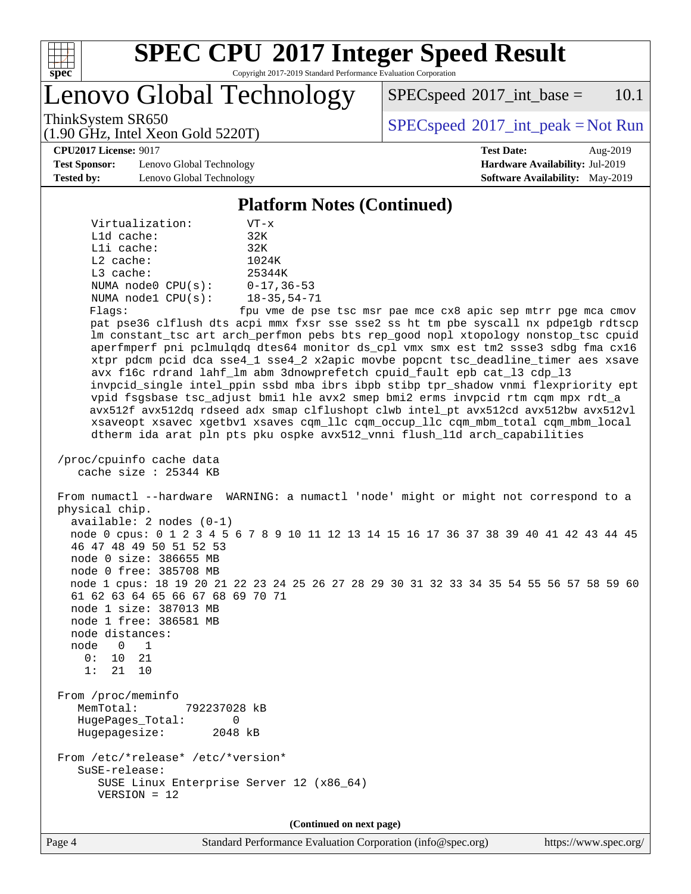# SPEC CPU 2017 Integer Speed Result

Copyright 2017-2019 Standard Performance Evaluation Corporation

# Lenovo Global Technology

ThinkSystem SR650
(1.90 GHz, Intel Xeon Gold 5220T)

SPECspeed 2017_int_base = 10.1

SPECspeed 2017_int_peak = Not Run

**CPU2017 License:** 9017
**Test Sponsor:** Lenovo Global Technology
**Tested by:** Lenovo Global Technology

**Test Date:** Aug-2019
**Hardware Availability:** Jul-2019
**Software Availability:** May-2019

## Platform Notes (Continued)

```
     Virtualization:        VT-x
     L1d cache:             32K
     L1i cache:             32K
     L2 cache:              1024K
     L3 cache:              25344K
     NUMA node0 CPU(s):     0-17,36-53
     NUMA node1 CPU(s):     18-35,54-71
     Flags:                 fpu vme de pse tsc msr pae mce cx8 apic sep mtrr pge mca cmov
     pat pse36 clflush dts acpi mmx fxsr sse sse2 ss ht tm pbe syscall nx pdpe1gb rdtscp
     lm constant_tsc art arch_perfmon pebs bts rep_good nopl xtopology nonstop_tsc cpuid
     aperfmperf pni pclmulqdq dtes64 monitor ds_cpl vmx smx est tm2 ssse3 sdbg fma cx16
     xtpr pdcm pcid dca sse4_1 sse4_2 x2apic movbe popcnt tsc_deadline_timer aes xsave
     avx f16c rdrand lahf_lm abm 3dnowprefetch cpuid_fault epb cat_l3 cdp_l3
     invpcid_single intel_ppin ssbd mba ibrs ibpb stibp tpr_shadow vnmi flexpriority ept
     vpid fsgsbase tsc_adjust bmi1 hle avx2 smep bmi2 erms invpcid rtm cqm mpx rdt_a
     avx512f avx512dq rdseed adx smap clflushopt clwb intel_pt avx512cd avx512bw avx512vl
     xsaveopt xsavec xgetbv1 xsaves cqm_llc cqm_occup_llc cqm_mbm_total cqm_mbm_local
     dtherm ida arat pln pts pku ospke avx512_vnni flush_l1d arch_capabilities

 /proc/cpuinfo cache data
    cache size : 25344 KB

 From numactl --hardware  WARNING: a numactl 'node' might or might not correspond to a
 physical chip.
   available: 2 nodes (0-1)
   node 0 cpus: 0 1 2 3 4 5 6 7 8 9 10 11 12 13 14 15 16 17 36 37 38 39 40 41 42 43 44 45
   46 47 48 49 50 51 52 53
   node 0 size: 386655 MB
   node 0 free: 385708 MB
   node 1 cpus: 18 19 20 21 22 23 24 25 26 27 28 29 30 31 32 33 34 35 54 55 56 57 58 59 60
   61 62 63 64 65 66 67 68 69 70 71
   node 1 size: 387013 MB
   node 1 free: 386581 MB
   node distances:
   node   0   1
     0:  10  21
     1:  21  10

 From /proc/meminfo
    MemTotal:       792237028 kB
    HugePages_Total:       0
    Hugepagesize:       2048 kB

 From /etc/*release* /etc/*version*
    SuSE-release:
       SUSE Linux Enterprise Server 12 (x86_64)
       VERSION = 12
```

(Continued on next page)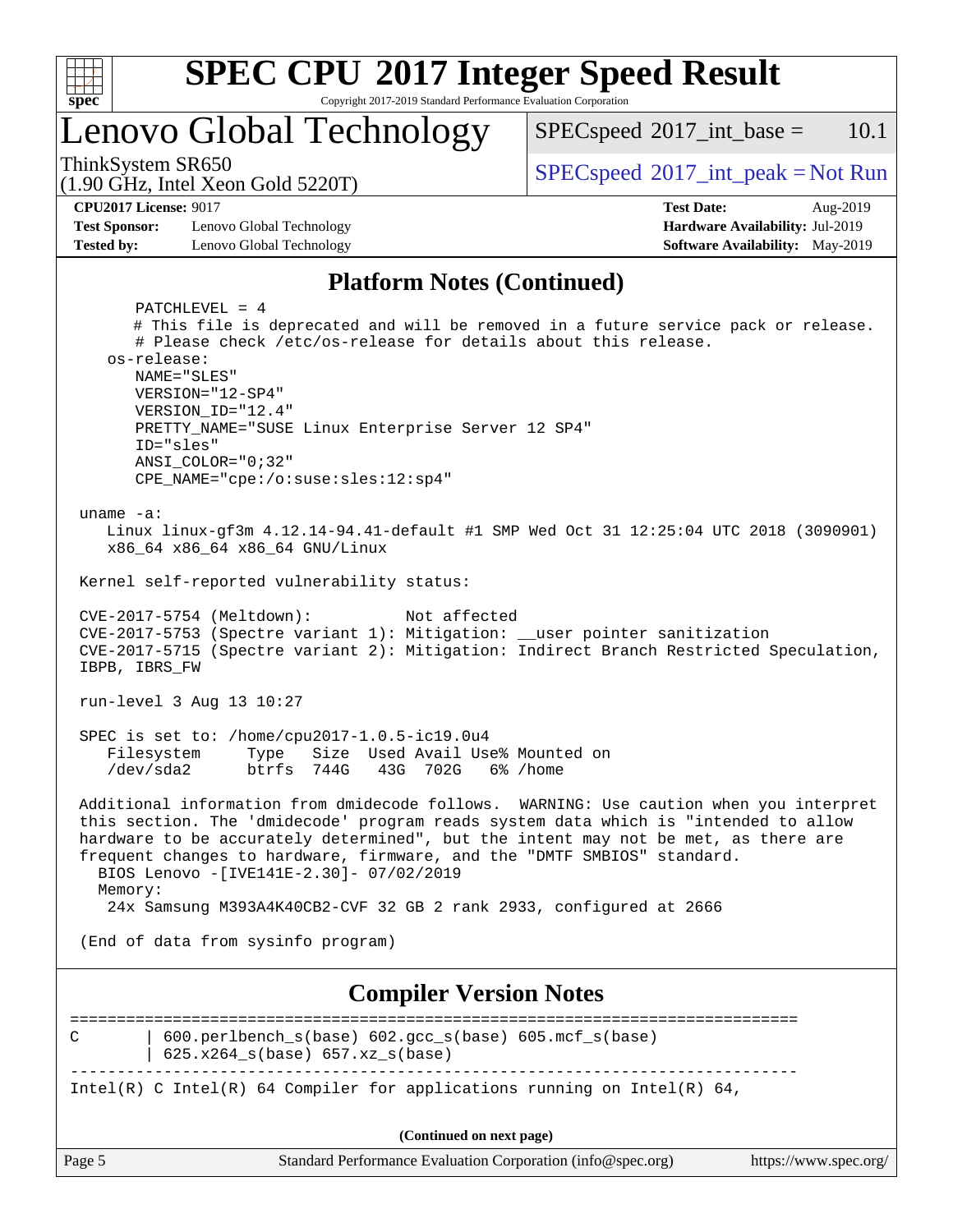## Platform Notes (Continued)

```
      PATCHLEVEL = 4
      # This file is deprecated and will be removed in a future service pack or release.
      # Please check /etc/os-release for details about this release.
   os-release:
      NAME="SLES"
      VERSION="12-SP4"
      VERSION_ID="12.4"
      PRETTY_NAME="SUSE Linux Enterprise Server 12 SP4"
      ID="sles"
      ANSI_COLOR="0;32"
      CPE_NAME="cpe:/o:suse:sles:12:sp4"

 uname -a:
    Linux linux-gf3m 4.12.14-94.41-default #1 SMP Wed Oct 31 12:25:04 UTC 2018 (3090901)
    x86_64 x86_64 x86_64 GNU/Linux

 Kernel self-reported vulnerability status:

 CVE-2017-5754 (Meltdown):          Not affected
 CVE-2017-5753 (Spectre variant 1): Mitigation: __user pointer sanitization
 CVE-2017-5715 (Spectre variant 2): Mitigation: Indirect Branch Restricted Speculation,
 IBPB, IBRS_FW

 run-level 3 Aug 13 10:27

 SPEC is set to: /home/cpu2017-1.0.5-ic19.0u4
    Filesystem     Type   Size  Used Avail Use% Mounted on
    /dev/sda2      btrfs  744G   43G  702G   6% /home

 Additional information from dmidecode follows.  WARNING: Use caution when you interpret
 this section. The 'dmidecode' program reads system data which is "intended to allow
 hardware to be accurately determined", but the intent may not be met, as there are
 frequent changes to hardware, firmware, and the "DMTF SMBIOS" standard.
   BIOS Lenovo -[IVE141E-2.30]- 07/02/2019
   Memory:
    24x Samsung M393A4K40CB2-CVF 32 GB 2 rank 2933, configured at 2666

 (End of data from sysinfo program)
```

## Compiler Version Notes

```
==============================================================================
C       | 600.perlbench_s(base) 602.gcc_s(base) 605.mcf_s(base)
        | 625.x264_s(base) 657.xz_s(base)
------------------------------------------------------------------------------
Intel(R) C Intel(R) 64 Compiler for applications running on Intel(R) 64,
```

(Continued on next page)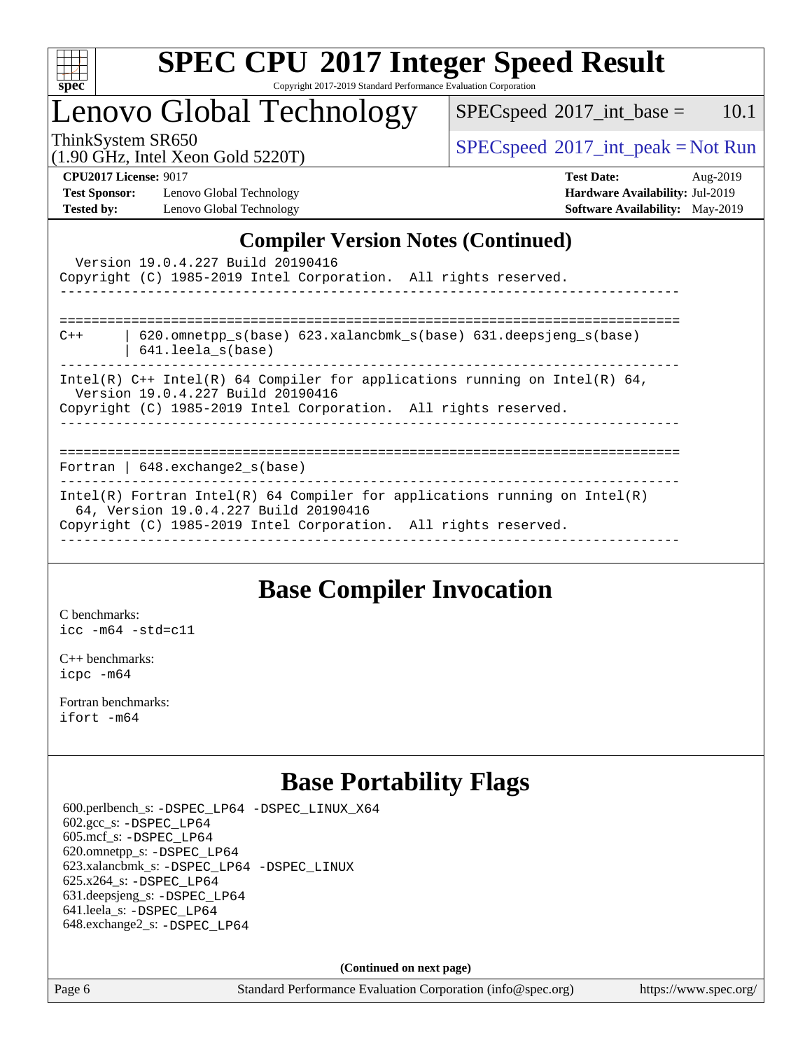# SPEC CPU 2017 Integer Speed Result

Copyright 2017-2019 Standard Performance Evaluation Corporation

## Lenovo Global Technology

ThinkSystem SR650
(1.90 GHz, Intel Xeon Gold 5220T)

SPECspeed 2017_int_base = 10.1

SPECspeed 2017_int_peak = Not Run

**CPU2017 License:** 9017
**Test Sponsor:** Lenovo Global Technology
**Tested by:** Lenovo Global Technology

**Test Date:** Aug-2019
**Hardware Availability:** Jul-2019
**Software Availability:** May-2019

## Compiler Version Notes (Continued)

```
  Version 19.0.4.227 Build 20190416
Copyright (C) 1985-2019 Intel Corporation.  All rights reserved.
------------------------------------------------------------------------------

==============================================================================
C++      | 620.omnetpp_s(base) 623.xalancbmk_s(base) 631.deepsjeng_s(base)
         | 641.leela_s(base)
------------------------------------------------------------------------------
Intel(R) C++ Intel(R) 64 Compiler for applications running on Intel(R) 64,
  Version 19.0.4.227 Build 20190416
Copyright (C) 1985-2019 Intel Corporation.  All rights reserved.
------------------------------------------------------------------------------

==============================================================================
Fortran | 648.exchange2_s(base)
------------------------------------------------------------------------------
Intel(R) Fortran Intel(R) 64 Compiler for applications running on Intel(R)
  64, Version 19.0.4.227 Build 20190416
Copyright (C) 1985-2019 Intel Corporation.  All rights reserved.
------------------------------------------------------------------------------
```

## Base Compiler Invocation

C benchmarks:
icc -m64 -std=c11

C++ benchmarks:
icpc -m64

Fortran benchmarks:
ifort -m64

## Base Portability Flags

600.perlbench_s: -DSPEC_LP64 -DSPEC_LINUX_X64
602.gcc_s: -DSPEC_LP64
605.mcf_s: -DSPEC_LP64
620.omnetpp_s: -DSPEC_LP64
623.xalancbmk_s: -DSPEC_LP64 -DSPEC_LINUX
625.x264_s: -DSPEC_LP64
631.deepsjeng_s: -DSPEC_LP64
641.leela_s: -DSPEC_LP64
648.exchange2_s: -DSPEC_LP64

**(Continued on next page)**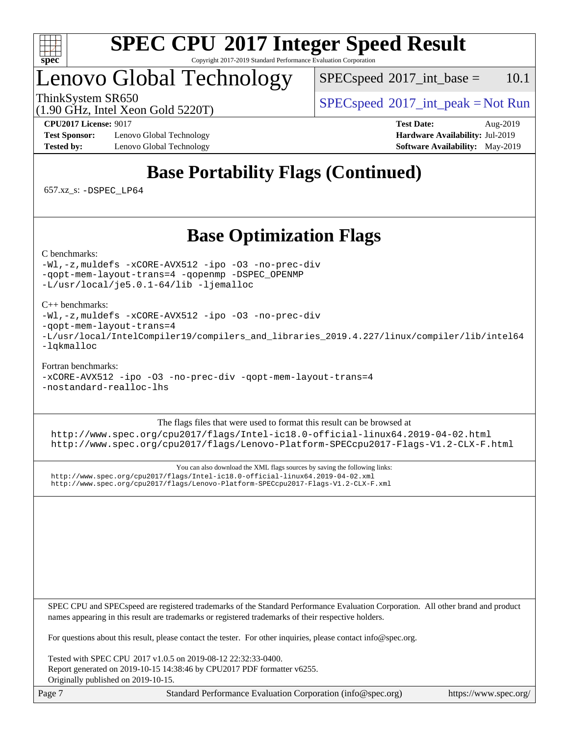# SPEC CPU 2017 Integer Speed Result

Copyright 2017-2019 Standard Performance Evaluation Corporation

# Lenovo Global Technology

ThinkSystem SR650
(1.90 GHz, Intel Xeon Gold 5220T)

SPECspeed 2017_int_base = 10.1

SPECspeed 2017_int_peak = Not Run

**CPU2017 License:** 9017
**Test Sponsor:** Lenovo Global Technology
**Tested by:** Lenovo Global Technology

**Test Date:** Aug-2019
**Hardware Availability:** Jul-2019
**Software Availability:** May-2019

## Base Portability Flags (Continued)

657.xz_s: -DSPEC_LP64

## Base Optimization Flags

C benchmarks:

```
-Wl,-z,muldefs -xCORE-AVX512 -ipo -O3 -no-prec-div
-qopt-mem-layout-trans=4 -qopenmp -DSPEC_OPENMP
-L/usr/local/je5.0.1-64/lib -ljemalloc
```

C++ benchmarks:

```
-Wl,-z,muldefs -xCORE-AVX512 -ipo -O3 -no-prec-div
-qopt-mem-layout-trans=4
-L/usr/local/IntelCompiler19/compilers_and_libraries_2019.4.227/linux/compiler/lib/intel64
-lqkmalloc
```

Fortran benchmarks:

```
-xCORE-AVX512 -ipo -O3 -no-prec-div -qopt-mem-layout-trans=4
-nostandard-realloc-lhs
```

The flags files that were used to format this result can be browsed at
http://www.spec.org/cpu2017/flags/Intel-ic18.0-official-linux64.2019-04-02.html
http://www.spec.org/cpu2017/flags/Lenovo-Platform-SPECcpu2017-Flags-V1.2-CLX-F.html

You can also download the XML flags sources by saving the following links:
http://www.spec.org/cpu2017/flags/Intel-ic18.0-official-linux64.2019-04-02.xml
http://www.spec.org/cpu2017/flags/Lenovo-Platform-SPECcpu2017-Flags-V1.2-CLX-F.xml

SPEC CPU and SPECspeed are registered trademarks of the Standard Performance Evaluation Corporation. All other brand and product names appearing in this result are trademarks or registered trademarks of their respective holders.

For questions about this result, please contact the tester. For other inquiries, please contact info@spec.org.

Tested with SPEC CPU 2017 v1.0.5 on 2019-08-12 22:32:33-0400.
Report generated on 2019-10-15 14:38:46 by CPU2017 PDF formatter v6255.
Originally published on 2019-10-15.